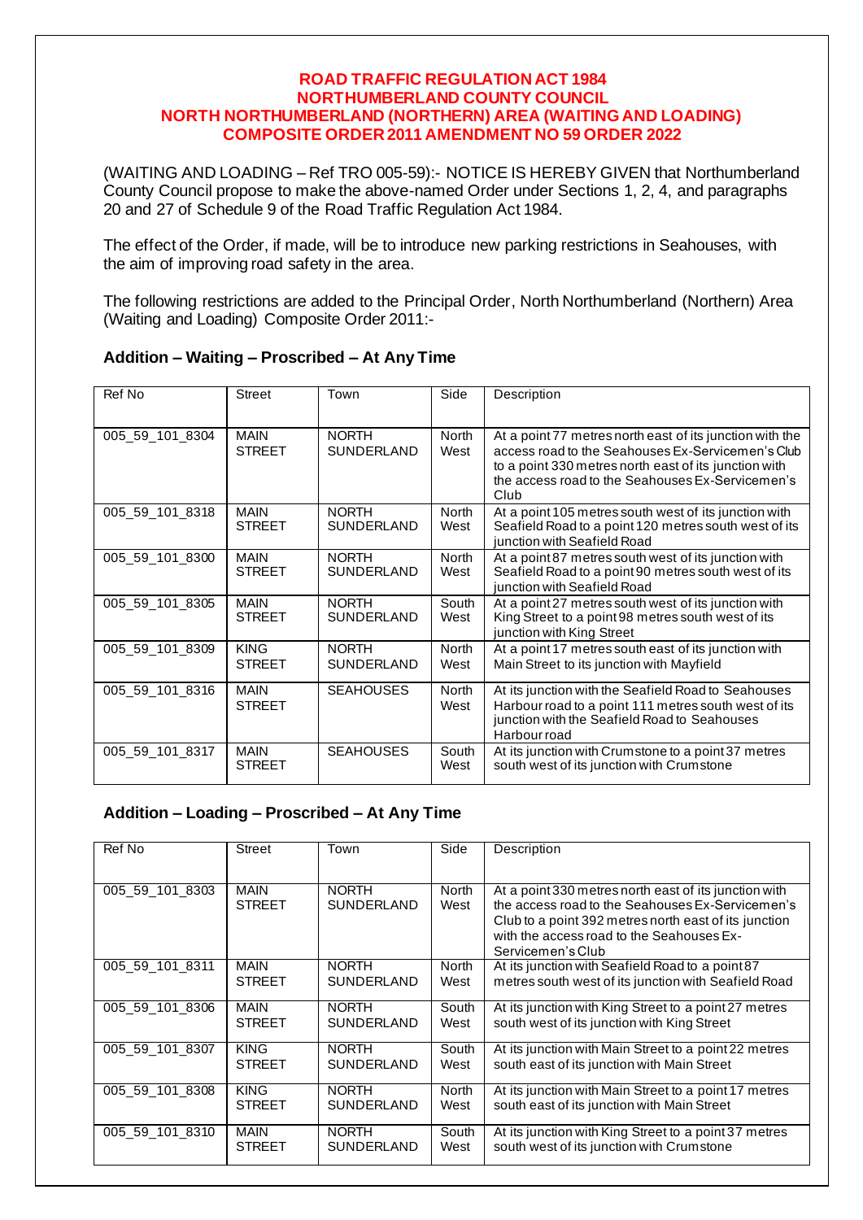# ROAD TRAFFIC REGULATION ACT 1984
# NORTHUMBERLAND COUNTY COUNCIL
# NORTH NORTHUMBERLAND (NORTHERN) AREA (WAITING AND LOADING) COMPOSITE ORDER 2011 AMENDMENT NO 59 ORDER 2022

(WAITING AND LOADING – Ref TRO 005-59):- NOTICE IS HEREBY GIVEN that Northumberland County Council propose to make the above-named Order under Sections 1, 2, 4, and paragraphs 20 and 27 of Schedule 9 of the Road Traffic Regulation Act 1984.

The effect of the Order, if made, will be to introduce new parking restrictions in Seahouses, with the aim of improving road safety in the area.

The following restrictions are added to the Principal Order, North Northumberland (Northern) Area (Waiting and Loading) Composite Order 2011:-

## Addition – Waiting – Proscribed – At Any Time

| Ref No | Street | Town | Side | Description |
|---|---|---|---|---|
| 005_59_101_8304 | MAIN STREET | NORTH SUNDERLAND | North West | At a point 77 metres north east of its junction with the access road to the Seahouses Ex-Servicemen's Club to a point 330 metres north east of its junction with the access road to the Seahouses Ex-Servicemen's Club |
| 005_59_101_8318 | MAIN STREET | NORTH SUNDERLAND | North West | At a point 105 metres south west of its junction with Seafield Road to a point 120 metres south west of its junction with Seafield Road |
| 005_59_101_8300 | MAIN STREET | NORTH SUNDERLAND | North West | At a point 87 metres south west of its junction with Seafield Road to a point 90 metres south west of its junction with Seafield Road |
| 005_59_101_8305 | MAIN STREET | NORTH SUNDERLAND | South West | At a point 27 metres south west of its junction with King Street to a point 98 metres south west of its junction with King Street |
| 005_59_101_8309 | KING STREET | NORTH SUNDERLAND | North West | At a point 17 metres south east of its junction with Main Street to its junction with Mayfield |
| 005_59_101_8316 | MAIN STREET | SEAHOUSES | North West | At its junction with the Seafield Road to Seahouses Harbour road to a point 111 metres south west of its junction with the Seafield Road to Seahouses Harbour road |
| 005_59_101_8317 | MAIN STREET | SEAHOUSES | South West | At its junction with Crumstone to a point 37 metres south west of its junction with Crumstone |

## Addition – Loading – Proscribed – At Any Time

| Ref No | Street | Town | Side | Description |
|---|---|---|---|---|
| 005_59_101_8303 | MAIN STREET | NORTH SUNDERLAND | North West | At a point 330 metres north east of its junction with the access road to the Seahouses Ex-Servicemen's Club to a point 392 metres north east of its junction with the access road to the Seahouses Ex-Servicemen's Club |
| 005_59_101_8311 | MAIN STREET | NORTH SUNDERLAND | North West | At its junction with Seafield Road to a point 87 metres south west of its junction with Seafield Road |
| 005_59_101_8306 | MAIN STREET | NORTH SUNDERLAND | South West | At its junction with King Street to a point 27 metres south west of its junction with King Street |
| 005_59_101_8307 | KING STREET | NORTH SUNDERLAND | South West | At its junction with Main Street to a point 22 metres south east of its junction with Main Street |
| 005_59_101_8308 | KING STREET | NORTH SUNDERLAND | North West | At its junction with Main Street to a point 17 metres south east of its junction with Main Street |
| 005_59_101_8310 | MAIN STREET | NORTH SUNDERLAND | South West | At its junction with King Street to a point 37 metres south west of its junction with Crumstone |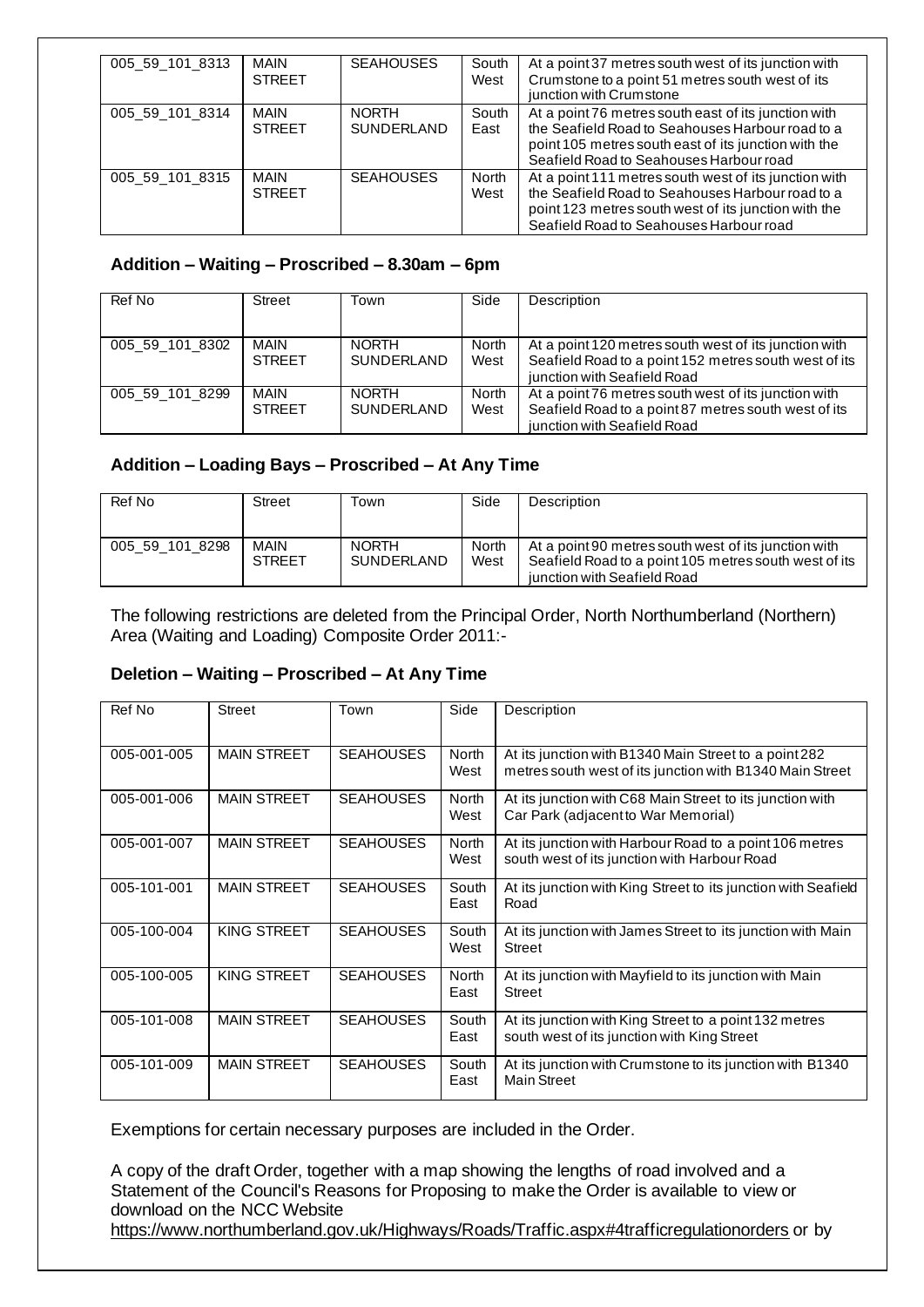| | | | | |
|---|---|---|---|---|
| 005_59_101_8313 | MAIN STREET | SEAHOUSES | South West | At a point 37 metres south west of its junction with Crumstone to a point 51 metres south west of its junction with Crumstone |
| 005_59_101_8314 | MAIN STREET | NORTH SUNDERLAND | South East | At a point 76 metres south east of its junction with the Seafield Road to Seahouses Harbour road to a point 105 metres south east of its junction with the Seafield Road to Seahouses Harbour road |
| 005_59_101_8315 | MAIN STREET | SEAHOUSES | North West | At a point 111 metres south west of its junction with the Seafield Road to Seahouses Harbour road to a point 123 metres south west of its junction with the Seafield Road to Seahouses Harbour road |

### Addition – Waiting – Proscribed – 8.30am – 6pm

| Ref No | Street | Town | Side | Description |
|---|---|---|---|---|
| 005_59_101_8302 | MAIN STREET | NORTH SUNDERLAND | North West | At a point 120 metres south west of its junction with Seafield Road to a point 152 metres south west of its junction with Seafield Road |
| 005_59_101_8299 | MAIN STREET | NORTH SUNDERLAND | North West | At a point 76 metres south west of its junction with Seafield Road to a point 87 metres south west of its junction with Seafield Road |

### Addition – Loading Bays – Proscribed – At Any Time

| Ref No | Street | Town | Side | Description |
|---|---|---|---|---|
| 005_59_101_8298 | MAIN STREET | NORTH SUNDERLAND | North West | At a point 90 metres south west of its junction with Seafield Road to a point 105 metres south west of its junction with Seafield Road |

The following restrictions are deleted from the Principal Order, North Northumberland (Northern) Area (Waiting and Loading) Composite Order 2011:-

### Deletion – Waiting – Proscribed – At Any Time

| Ref No | Street | Town | Side | Description |
|---|---|---|---|---|
| 005-001-005 | MAIN STREET | SEAHOUSES | North West | At its junction with B1340 Main Street to a point 282 metres south west of its junction with B1340 Main Street |
| 005-001-006 | MAIN STREET | SEAHOUSES | North West | At its junction with C68 Main Street to its junction with Car Park (adjacent to War Memorial) |
| 005-001-007 | MAIN STREET | SEAHOUSES | North West | At its junction with Harbour Road to a point 106 metres south west of its junction with Harbour Road |
| 005-101-001 | MAIN STREET | SEAHOUSES | South East | At its junction with King Street to its junction with Seafield Road |
| 005-100-004 | KING STREET | SEAHOUSES | South West | At its junction with James Street to its junction with Main Street |
| 005-100-005 | KING STREET | SEAHOUSES | North East | At its junction with Mayfield to its junction with Main Street |
| 005-101-008 | MAIN STREET | SEAHOUSES | South East | At its junction with King Street to a point 132 metres south west of its junction with King Street |
| 005-101-009 | MAIN STREET | SEAHOUSES | South East | At its junction with Crumstone to its junction with B1340 Main Street |

Exemptions for certain necessary purposes are included in the Order.

A copy of the draft Order, together with a map showing the lengths of road involved and a Statement of the Council's Reasons for Proposing to make the Order is available to view or download on the NCC Website https://www.northumberland.gov.uk/Highways/Roads/Traffic.aspx#4trafficregulationorders or by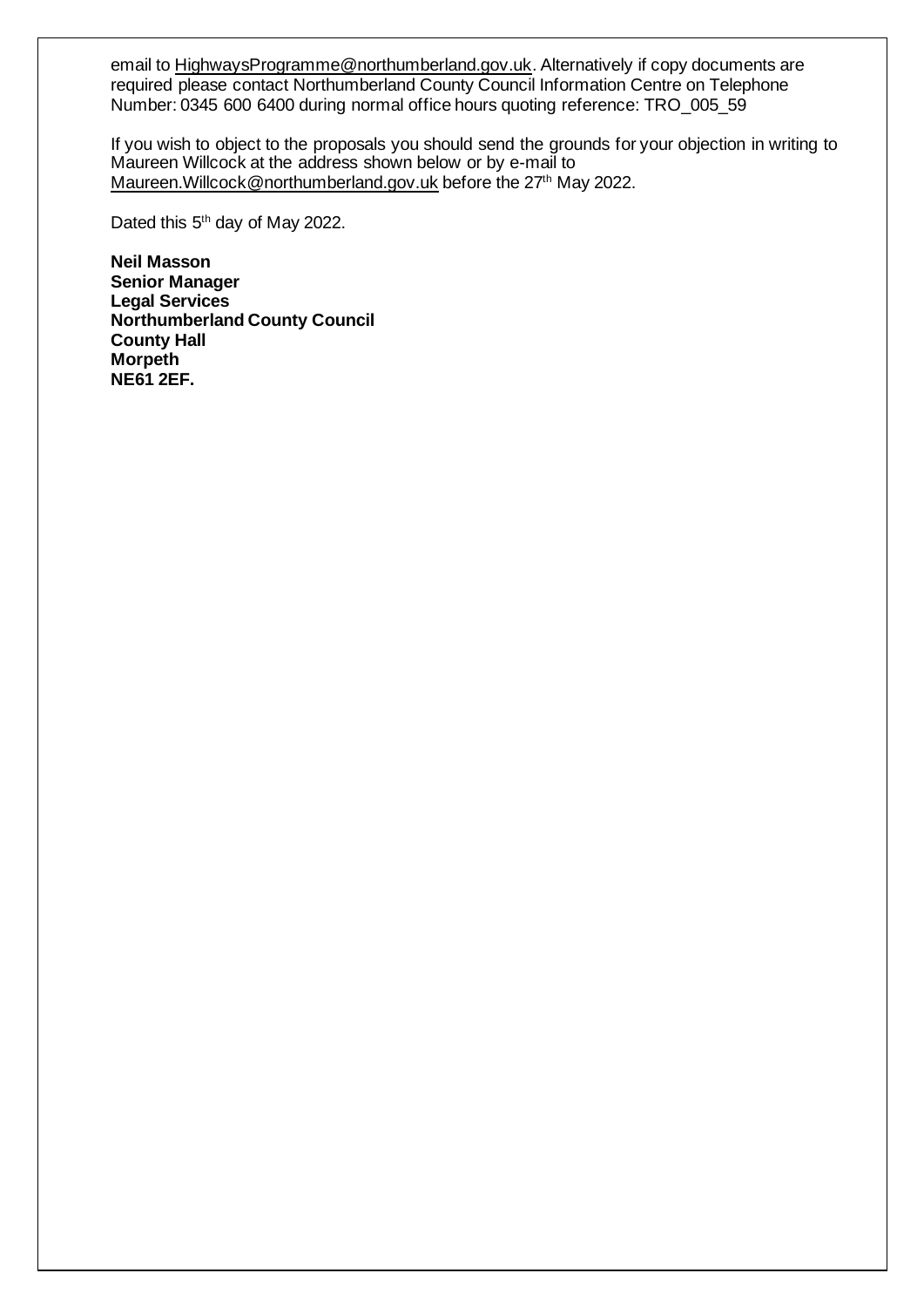email to HighwaysProgramme@northumberland.gov.uk. Alternatively if copy documents are required please contact Northumberland County Council Information Centre on Telephone Number: 0345 600 6400 during normal office hours quoting reference: TRO_005_59

If you wish to object to the proposals you should send the grounds for your objection in writing to Maureen Willcock at the address shown below or by e-mail to Maureen.Willcock@northumberland.gov.uk before the 27th May 2022.

Dated this 5th day of May 2022.

**Neil Masson**  
**Senior Manager**  
**Legal Services**  
**Northumberland County Council**  
**County Hall**  
**Morpeth**  
**NE61 2EF.**